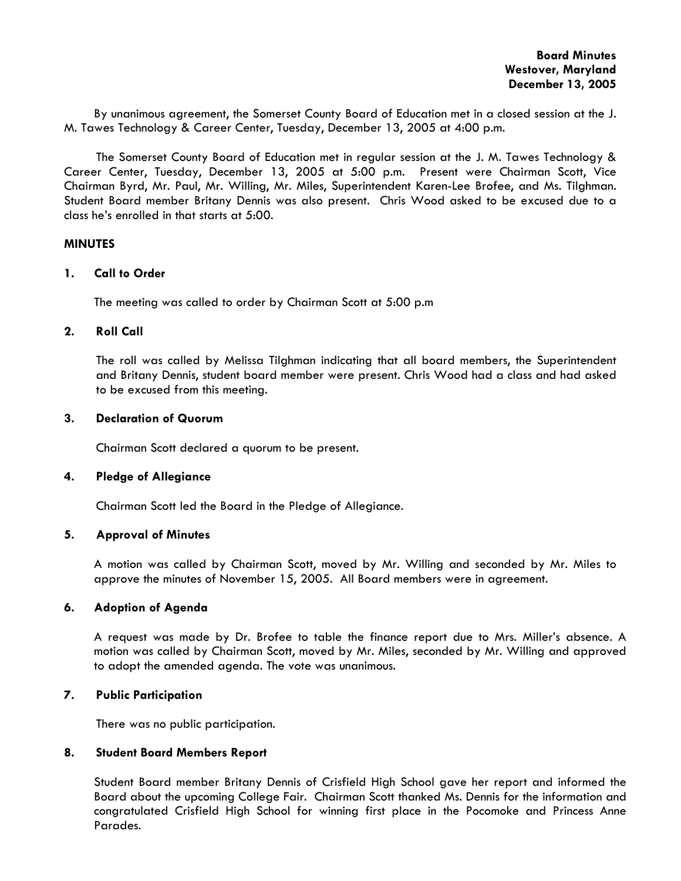**Board Minutes**
**Westover, Maryland**
**December 13, 2005**

By unanimous agreement, the Somerset County Board of Education met in a closed session at the J. M. Tawes Technology & Career Center, Tuesday, December 13, 2005 at 4:00 p.m.

The Somerset County Board of Education met in regular session at the J. M. Tawes Technology & Career Center, Tuesday, December 13, 2005 at 5:00 p.m. Present were Chairman Scott, Vice Chairman Byrd, Mr. Paul, Mr. Willing, Mr. Miles, Superintendent Karen-Lee Brofee, and Ms. Tilghman. Student Board member Britany Dennis was also present. Chris Wood asked to be excused due to a class he's enrolled in that starts at 5:00.

**MINUTES**

**1. Call to Order**

The meeting was called to order by Chairman Scott at 5:00 p.m

**2. Roll Call**

The roll was called by Melissa Tilghman indicating that all board members, the Superintendent and Britany Dennis, student board member were present. Chris Wood had a class and had asked to be excused from this meeting.

**3. Declaration of Quorum**

Chairman Scott declared a quorum to be present.

**4. Pledge of Allegiance**

Chairman Scott led the Board in the Pledge of Allegiance.

**5. Approval of Minutes**

A motion was called by Chairman Scott, moved by Mr. Willing and seconded by Mr. Miles to approve the minutes of November 15, 2005. All Board members were in agreement.

**6. Adoption of Agenda**

A request was made by Dr. Brofee to table the finance report due to Mrs. Miller's absence. A motion was called by Chairman Scott, moved by Mr. Miles, seconded by Mr. Willing and approved to adopt the amended agenda. The vote was unanimous.

**7. Public Participation**

There was no public participation.

**8. Student Board Members Report**

Student Board member Britany Dennis of Crisfield High School gave her report and informed the Board about the upcoming College Fair. Chairman Scott thanked Ms. Dennis for the information and congratulated Crisfield High School for winning first place in the Pocomoke and Princess Anne Parades.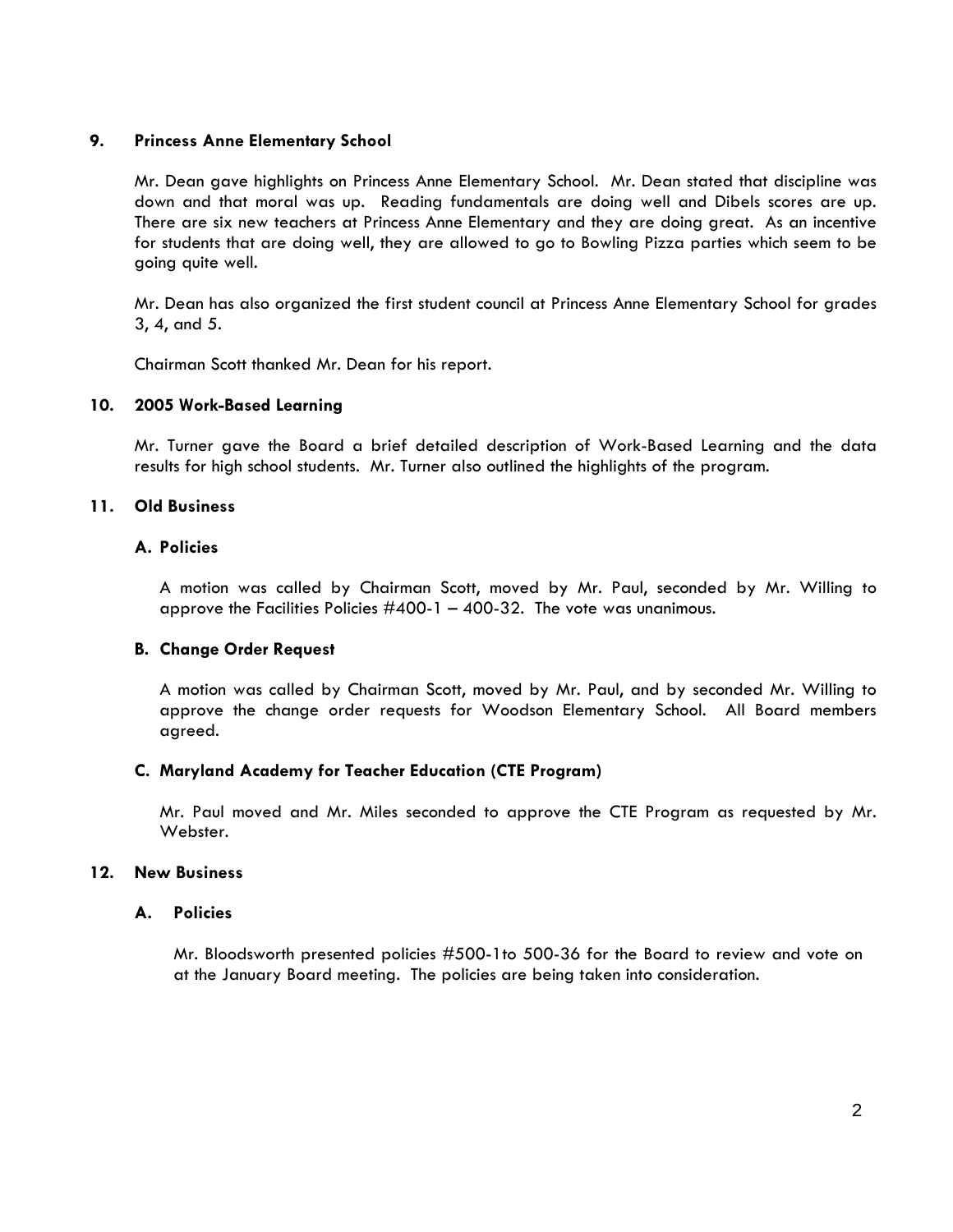## 9. Princess Anne Elementary School

Mr. Dean gave highlights on Princess Anne Elementary School. Mr. Dean stated that discipline was down and that moral was up. Reading fundamentals are doing well and Dibels scores are up. There are six new teachers at Princess Anne Elementary and they are doing great. As an incentive for students that are doing well, they are allowed to go to Bowling Pizza parties which seem to be going quite well.

Mr. Dean has also organized the first student council at Princess Anne Elementary School for grades 3, 4, and 5.

Chairman Scott thanked Mr. Dean for his report.

## 10. 2005 Work-Based Learning

Mr. Turner gave the Board a brief detailed description of Work-Based Learning and the data results for high school students. Mr. Turner also outlined the highlights of the program.

## 11. Old Business

### A. Policies

A motion was called by Chairman Scott, moved by Mr. Paul, seconded by Mr. Willing to approve the Facilities Policies #400-1 – 400-32. The vote was unanimous.

### B. Change Order Request

A motion was called by Chairman Scott, moved by Mr. Paul, and by seconded Mr. Willing to approve the change order requests for Woodson Elementary School. All Board members agreed.

### C. Maryland Academy for Teacher Education (CTE Program)

Mr. Paul moved and Mr. Miles seconded to approve the CTE Program as requested by Mr. Webster.

## 12. New Business

### A. Policies

Mr. Bloodsworth presented policies #500-1to 500-36 for the Board to review and vote on at the January Board meeting. The policies are being taken into consideration.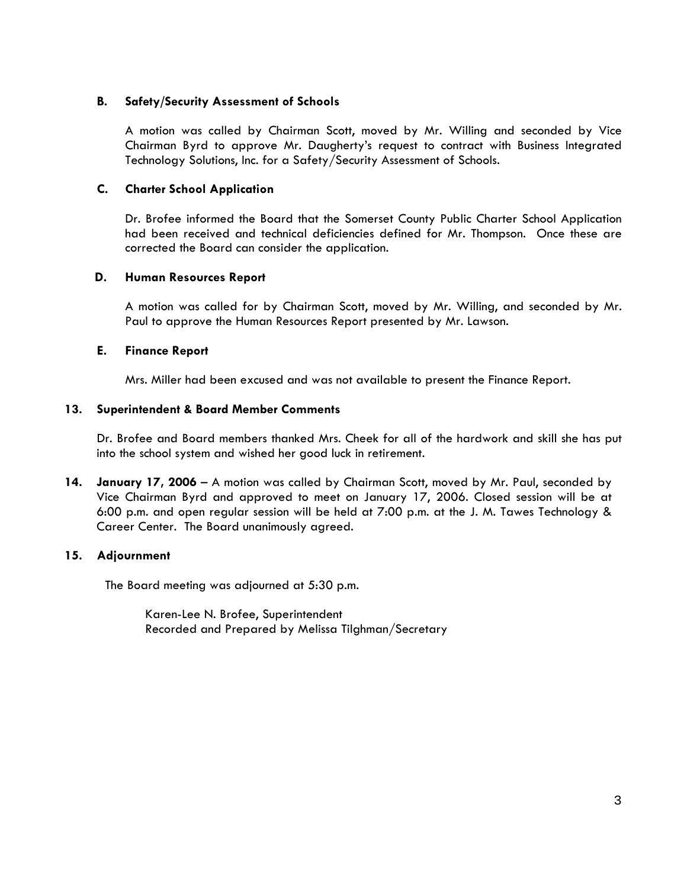**B. Safety/Security Assessment of Schools**

A motion was called by Chairman Scott, moved by Mr. Willing and seconded by Vice Chairman Byrd to approve Mr. Daugherty's request to contract with Business Integrated Technology Solutions, Inc. for a Safety/Security Assessment of Schools.

**C. Charter School Application**

Dr. Brofee informed the Board that the Somerset County Public Charter School Application had been received and technical deficiencies defined for Mr. Thompson. Once these are corrected the Board can consider the application.

**D. Human Resources Report**

A motion was called for by Chairman Scott, moved by Mr. Willing, and seconded by Mr. Paul to approve the Human Resources Report presented by Mr. Lawson.

**E. Finance Report**

Mrs. Miller had been excused and was not available to present the Finance Report.

**13. Superintendent & Board Member Comments**

Dr. Brofee and Board members thanked Mrs. Cheek for all of the hardwork and skill she has put into the school system and wished her good luck in retirement.

**14. January 17, 2006** – A motion was called by Chairman Scott, moved by Mr. Paul, seconded by Vice Chairman Byrd and approved to meet on January 17, 2006. Closed session will be at 6:00 p.m. and open regular session will be held at 7:00 p.m. at the J. M. Tawes Technology & Career Center. The Board unanimously agreed.

**15. Adjournment**

The Board meeting was adjourned at 5:30 p.m.

Karen-Lee N. Brofee, Superintendent
Recorded and Prepared by Melissa Tilghman/Secretary